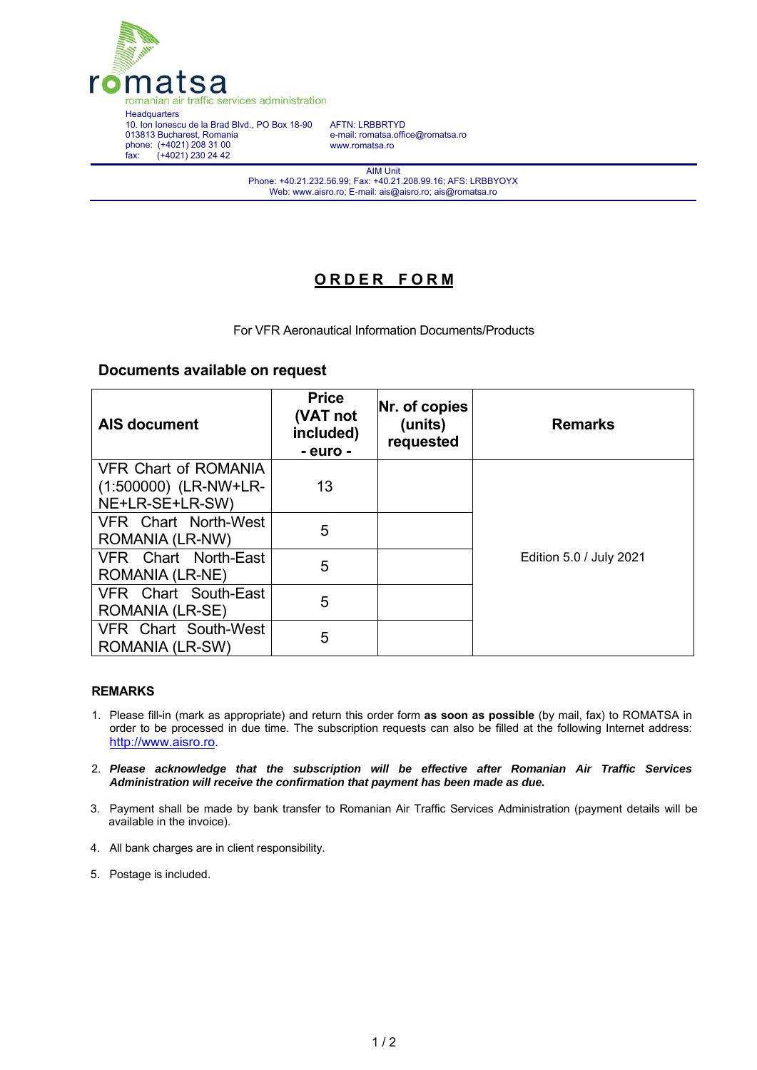romatsa
romanian air traffic services administration

Headquarters
10. Ion Ionescu de la Brad Blvd., PO Box 18-90
013813 Bucharest, Romania
phone: (+4021) 208 31 00
fax: (+4021) 230 24 42

AFTN: LRBBRTYD
e-mail: romatsa.office@romatsa.ro
www.romatsa.ro

AIM Unit
Phone: +40.21.232.56.99; Fax: +40.21.208.99.16; AFS: LRBBYOYX
Web: www.aisro.ro; E-mail: ais@aisro.ro; ais@romatsa.ro

# ORDER FORM

For VFR Aeronautical Information Documents/Products

## Documents available on request

| AIS document | Price (VAT not included) - euro - | Nr. of copies (units) requested | Remarks |
|---|---|---|---|
| VFR Chart of ROMANIA (1:500000) (LR-NW+LR-NE+LR-SE+LR-SW) | 13 | | Edition 5.0 / July 2021 |
| VFR Chart North-West ROMANIA (LR-NW) | 5 | | |
| VFR Chart North-East ROMANIA (LR-NE) | 5 | | |
| VFR Chart South-East ROMANIA (LR-SE) | 5 | | |
| VFR Chart South-West ROMANIA (LR-SW) | 5 | | |

### REMARKS

1. Please fill-in (mark as appropriate) and return this order form **as soon as possible** (by mail, fax) to ROMATSA in order to be processed in due time. The subscription requests can also be filled at the following Internet address: http://www.aisro.ro.
2. ***Please acknowledge that the subscription will be effective after Romanian Air Traffic Services Administration will receive the confirmation that payment has been made as due.***
3. Payment shall be made by bank transfer to Romanian Air Traffic Services Administration (payment details will be available in the invoice).
4. All bank charges are in client responsibility.
5. Postage is included.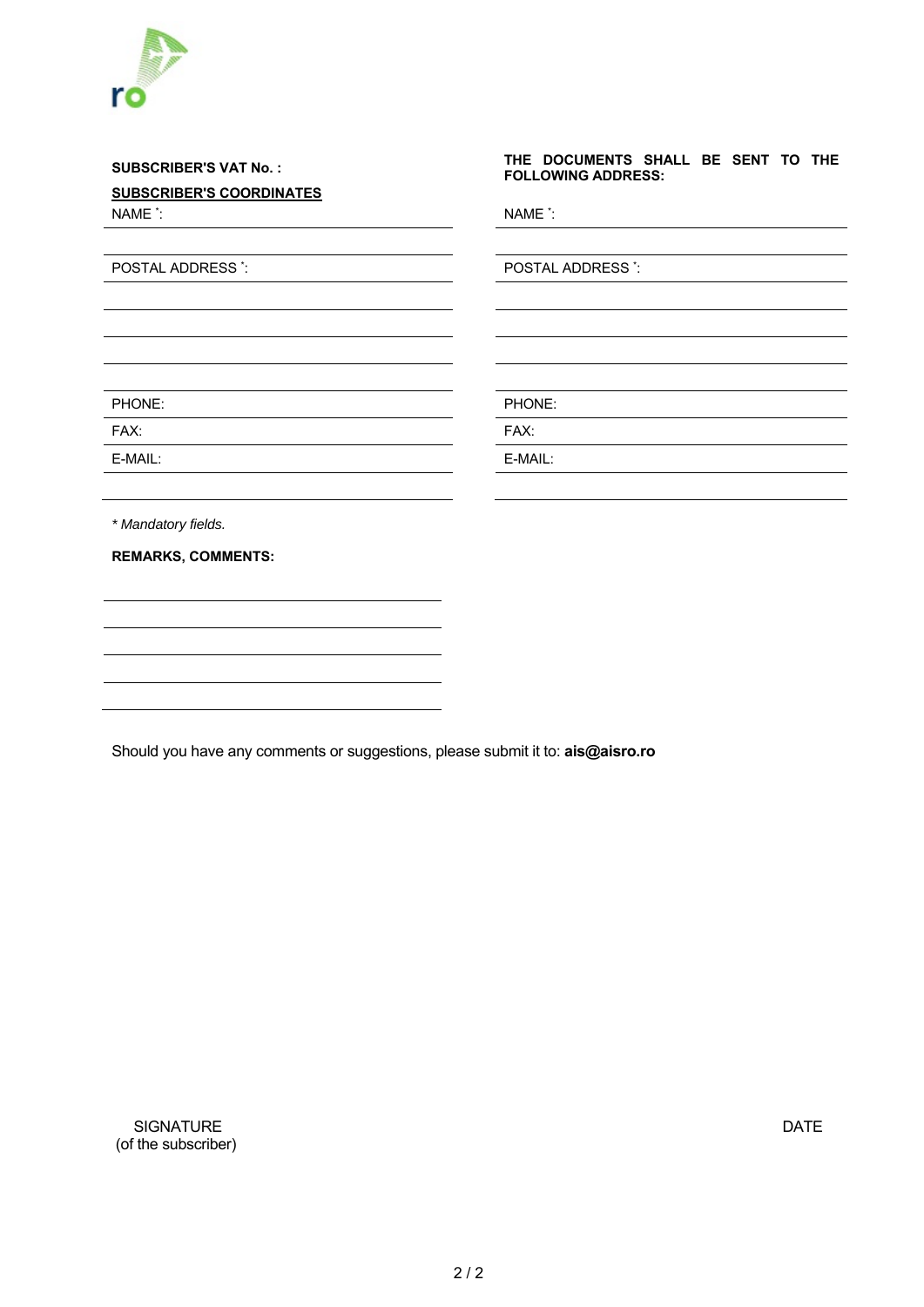**SUBSCRIBER'S VAT No. :**

**SUBSCRIBER'S COORDINATES**

NAME *:

POSTAL ADDRESS *:

PHONE:

FAX:

E-MAIL:

**THE DOCUMENTS SHALL BE SENT TO THE FOLLOWING ADDRESS:**

NAME *:

POSTAL ADDRESS *:

PHONE:

FAX:

E-MAIL:

*\* Mandatory fields.*

**REMARKS, COMMENTS:**

Should you have any comments or suggestions, please submit it to: **ais@aisro.ro**

SIGNATURE
(of the subscriber)

DATE